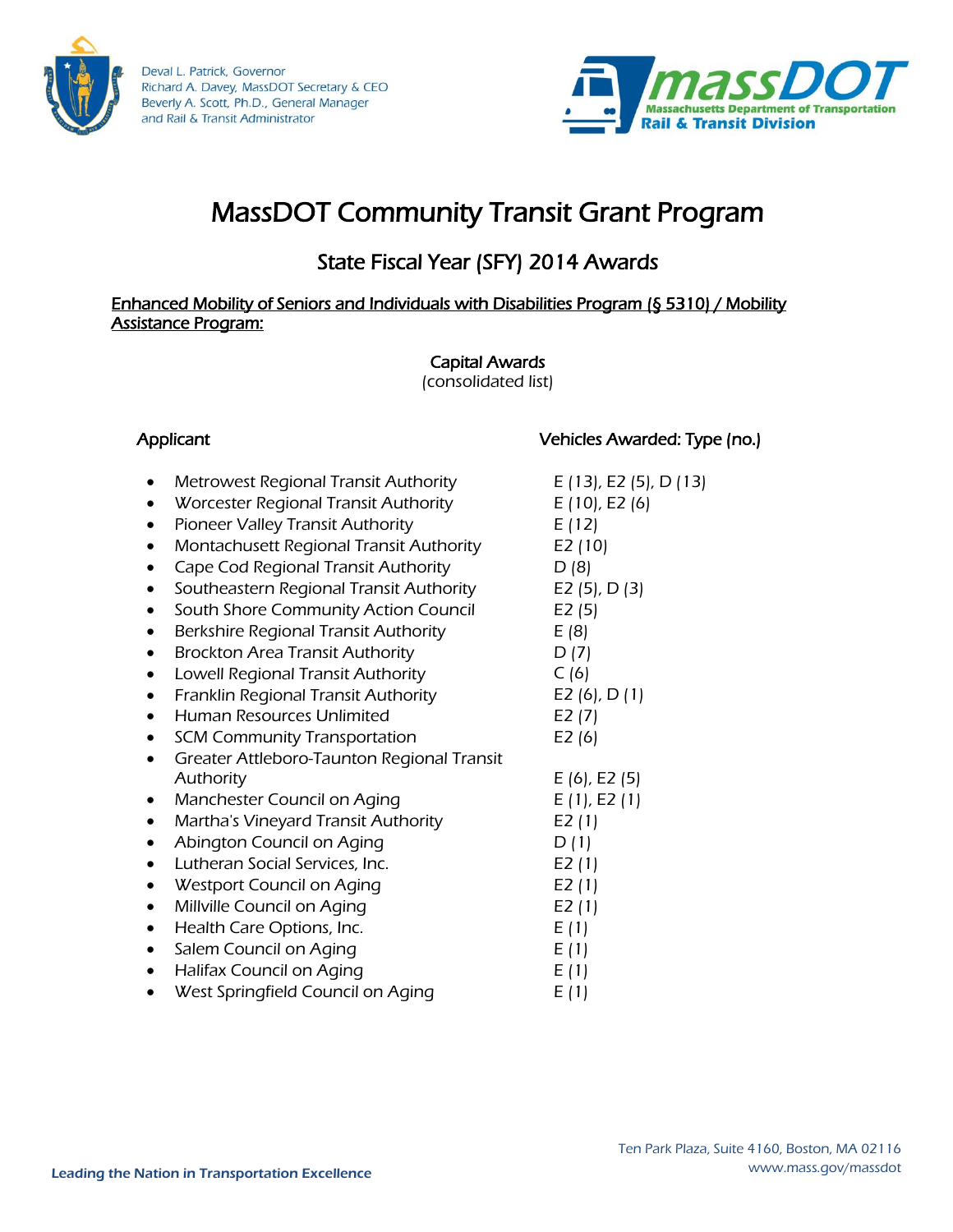Deval L. Patrick, Governor
Richard A. Davey, MassDOT Secretary & CEO
Beverly A. Scott, Ph.D., General Manager
and Rail & Transit Administrator

massDOT
Massachusetts Department of Transportation
Rail & Transit Division

# MassDOT Community Transit Grant Program

## State Fiscal Year (SFY) 2014 Awards

**Enhanced Mobility of Seniors and Individuals with Disabilities Program (§ 5310) / Mobility Assistance Program:**

### Capital Awards
(consolidated list)

| Applicant | Vehicles Awarded: Type (no.) |
|---|---|
| Metrowest Regional Transit Authority | E (13), E2 (5), D (13) |
| Worcester Regional Transit Authority | E (10), E2 (6) |
| Pioneer Valley Transit Authority | E (12) |
| Montachusett Regional Transit Authority | E2 (10) |
| Cape Cod Regional Transit Authority | D (8) |
| Southeastern Regional Transit Authority | E2 (5), D (3) |
| South Shore Community Action Council | E2 (5) |
| Berkshire Regional Transit Authority | E (8) |
| Brockton Area Transit Authority | D (7) |
| Lowell Regional Transit Authority | C (6) |
| Franklin Regional Transit Authority | E2 (6), D (1) |
| Human Resources Unlimited | E2 (7) |
| SCM Community Transportation | E2 (6) |
| Greater Attleboro-Taunton Regional Transit Authority | E (6), E2 (5) |
| Manchester Council on Aging | E (1), E2 (1) |
| Martha's Vineyard Transit Authority | E2 (1) |
| Abington Council on Aging | D (1) |
| Lutheran Social Services, Inc. | E2 (1) |
| Westport Council on Aging | E2 (1) |
| Millville Council on Aging | E2 (1) |
| Health Care Options, Inc. | E (1) |
| Salem Council on Aging | E (1) |
| Halifax Council on Aging | E (1) |
| West Springfield Council on Aging | E (1) |

Leading the Nation in Transportation Excellence

Ten Park Plaza, Suite 4160, Boston, MA 02116
www.mass.gov/massdot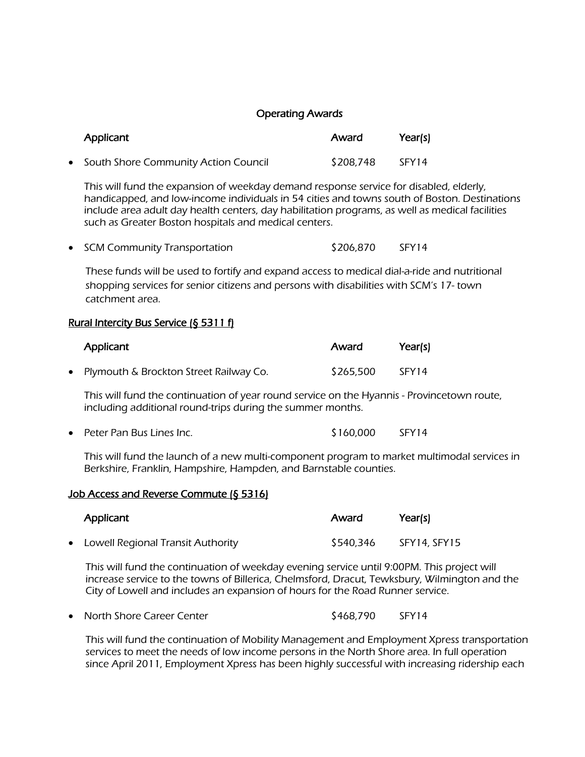### Operating Awards

| Applicant | Award | Year(s) |
|---|---|---|
| South Shore Community Action Council | $208,748 | SFY14 |

This will fund the expansion of weekday demand response service for disabled, elderly, handicapped, and low-income individuals in 54 cities and towns south of Boston. Destinations include area adult day health centers, day habilitation programs, as well as medical facilities such as Greater Boston hospitals and medical centers.

| Applicant | Award | Year(s) |
|---|---|---|
| SCM Community Transportation | $206,870 | SFY14 |

These funds will be used to fortify and expand access to medical dial-a-ride and nutritional shopping services for senior citizens and persons with disabilities with SCM's 17- town catchment area.

<u>Rural Intercity Bus Service (§ 5311 f)</u>

| Applicant | Award | Year(s) |
|---|---|---|
| Plymouth & Brockton Street Railway Co. | $265,500 | SFY14 |

This will fund the continuation of year round service on the Hyannis - Provincetown route, including additional round-trips during the summer months.

| Applicant | Award | Year(s) |
|---|---|---|
| Peter Pan Bus Lines Inc. | $160,000 | SFY14 |

This will fund the launch of a new multi-component program to market multimodal services in Berkshire, Franklin, Hampshire, Hampden, and Barnstable counties.

<u>Job Access and Reverse Commute (§ 5316)</u>

| Applicant | Award | Year(s) |
|---|---|---|
| Lowell Regional Transit Authority | $540,346 | SFY14, SFY15 |

This will fund the continuation of weekday evening service until 9:00PM. This project will increase service to the towns of Billerica, Chelmsford, Dracut, Tewksbury, Wilmington and the City of Lowell and includes an expansion of hours for the Road Runner service.

| Applicant | Award | Year(s) |
|---|---|---|
| North Shore Career Center | $468,790 | SFY14 |

This will fund the continuation of Mobility Management and Employment Xpress transportation services to meet the needs of low income persons in the North Shore area. In full operation since April 2011, Employment Xpress has been highly successful with increasing ridership each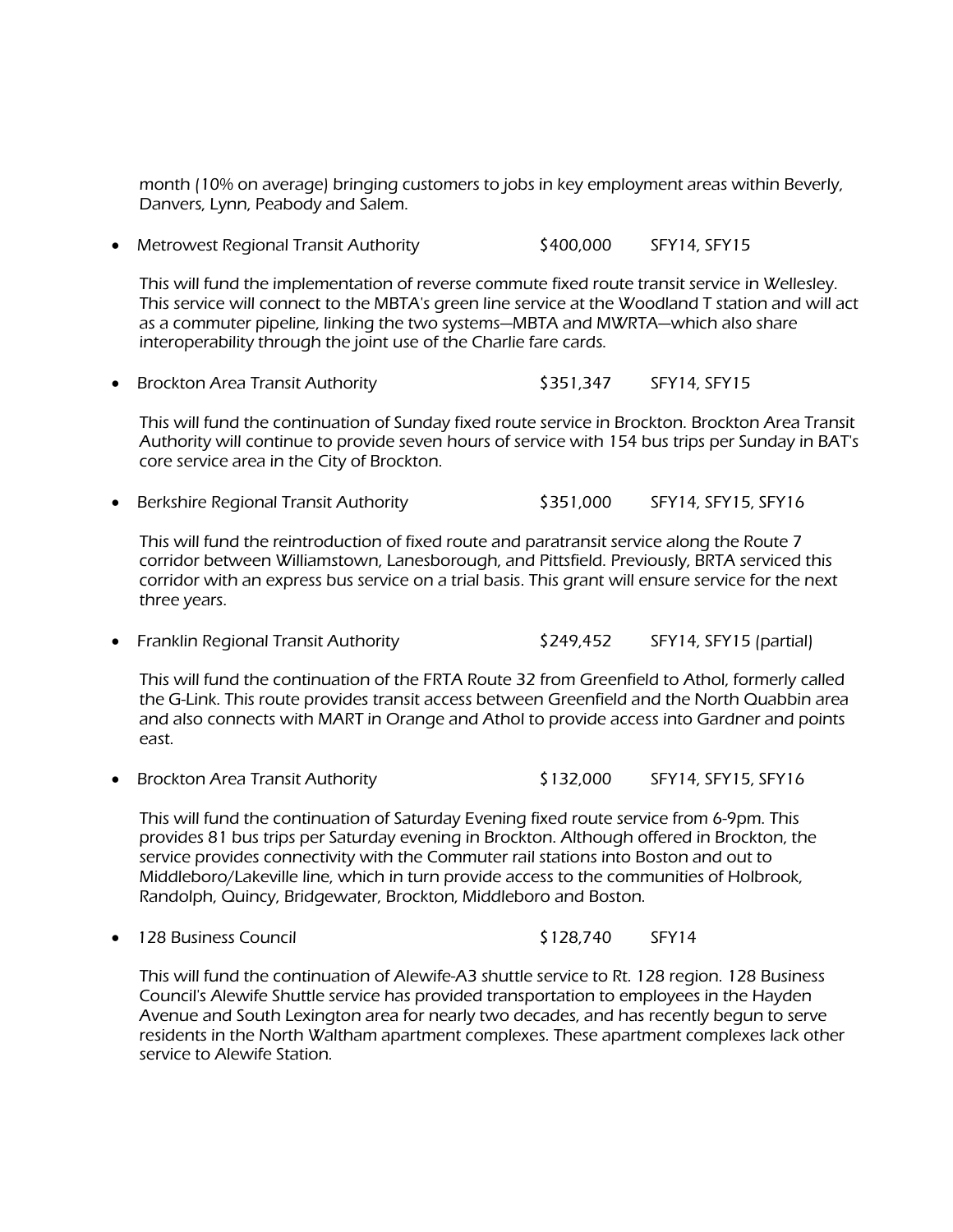month (10% on average) bringing customers to jobs in key employment areas within Beverly, Danvers, Lynn, Peabody and Salem.

- Metrowest Regional Transit Authority $400,000 SFY14, SFY15

  This will fund the implementation of reverse commute fixed route transit service in Wellesley. This service will connect to the MBTA's green line service at the Woodland T station and will act as a commuter pipeline, linking the two systems—MBTA and MWRTA—which also share interoperability through the joint use of the Charlie fare cards.

- Brockton Area Transit Authority $351,347 SFY14, SFY15

  This will fund the continuation of Sunday fixed route service in Brockton. Brockton Area Transit Authority will continue to provide seven hours of service with 154 bus trips per Sunday in BAT's core service area in the City of Brockton.

- Berkshire Regional Transit Authority $351,000 SFY14, SFY15, SFY16

  This will fund the reintroduction of fixed route and paratransit service along the Route 7 corridor between Williamstown, Lanesborough, and Pittsfield. Previously, BRTA serviced this corridor with an express bus service on a trial basis. This grant will ensure service for the next three years.

- Franklin Regional Transit Authority $249,452 SFY14, SFY15 (partial)

  This will fund the continuation of the FRTA Route 32 from Greenfield to Athol, formerly called the G-Link. This route provides transit access between Greenfield and the North Quabbin area and also connects with MART in Orange and Athol to provide access into Gardner and points east.

- Brockton Area Transit Authority $132,000 SFY14, SFY15, SFY16

  This will fund the continuation of Saturday Evening fixed route service from 6-9pm. This provides 81 bus trips per Saturday evening in Brockton. Although offered in Brockton, the service provides connectivity with the Commuter rail stations into Boston and out to Middleboro/Lakeville line, which in turn provide access to the communities of Holbrook, Randolph, Quincy, Bridgewater, Brockton, Middleboro and Boston.

- 128 Business Council $128,740 SFY14

  This will fund the continuation of Alewife-A3 shuttle service to Rt. 128 region. 128 Business Council's Alewife Shuttle service has provided transportation to employees in the Hayden Avenue and South Lexington area for nearly two decades, and has recently begun to serve residents in the North Waltham apartment complexes. These apartment complexes lack other service to Alewife Station.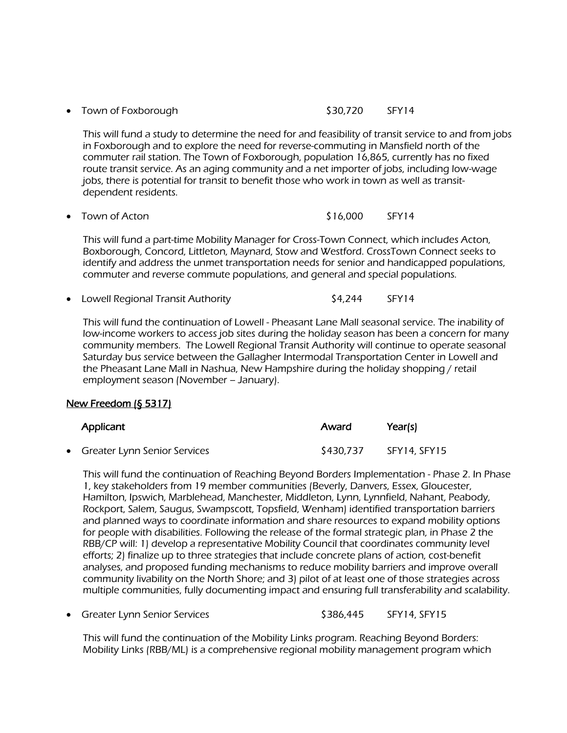- Town of Foxborough $30,720 SFY14

  This will fund a study to determine the need for and feasibility of transit service to and from jobs in Foxborough and to explore the need for reverse-commuting in Mansfield north of the commuter rail station. The Town of Foxborough, population 16,865, currently has no fixed route transit service. As an aging community and a net importer of jobs, including low-wage jobs, there is potential for transit to benefit those who work in town as well as transit-dependent residents.

- Town of Acton $16,000 SFY14

  This will fund a part-time Mobility Manager for Cross-Town Connect, which includes Acton, Boxborough, Concord, Littleton, Maynard, Stow and Westford. CrossTown Connect seeks to identify and address the unmet transportation needs for senior and handicapped populations, commuter and reverse commute populations, and general and special populations.

- Lowell Regional Transit Authority $4,244 SFY14

  This will fund the continuation of Lowell - Pheasant Lane Mall seasonal service. The inability of low-income workers to access job sites during the holiday season has been a concern for many community members. The Lowell Regional Transit Authority will continue to operate seasonal Saturday bus service between the Gallagher Intermodal Transportation Center in Lowell and the Pheasant Lane Mall in Nashua, New Hampshire during the holiday shopping / retail employment season (November – January).

## New Freedom (§ 5317)

| Applicant | Award | Year(s) |
|---|---|---|
| Greater Lynn Senior Services | $430,737 | SFY14, SFY15 |

This will fund the continuation of Reaching Beyond Borders Implementation - Phase 2. In Phase 1, key stakeholders from 19 member communities (Beverly, Danvers, Essex, Gloucester, Hamilton, Ipswich, Marblehead, Manchester, Middleton, Lynn, Lynnfield, Nahant, Peabody, Rockport, Salem, Saugus, Swampscott, Topsfield, Wenham) identified transportation barriers and planned ways to coordinate information and share resources to expand mobility options for people with disabilities. Following the release of the formal strategic plan, in Phase 2 the RBB/CP will: 1) develop a representative Mobility Council that coordinates community level efforts; 2) finalize up to three strategies that include concrete plans of action, cost-benefit analyses, and proposed funding mechanisms to reduce mobility barriers and improve overall community livability on the North Shore; and 3) pilot of at least one of those strategies across multiple communities, fully documenting impact and ensuring full transferability and scalability.

- Greater Lynn Senior Services $386,445 SFY14, SFY15

  This will fund the continuation of the Mobility Links program. Reaching Beyond Borders: Mobility Links (RBB/ML) is a comprehensive regional mobility management program which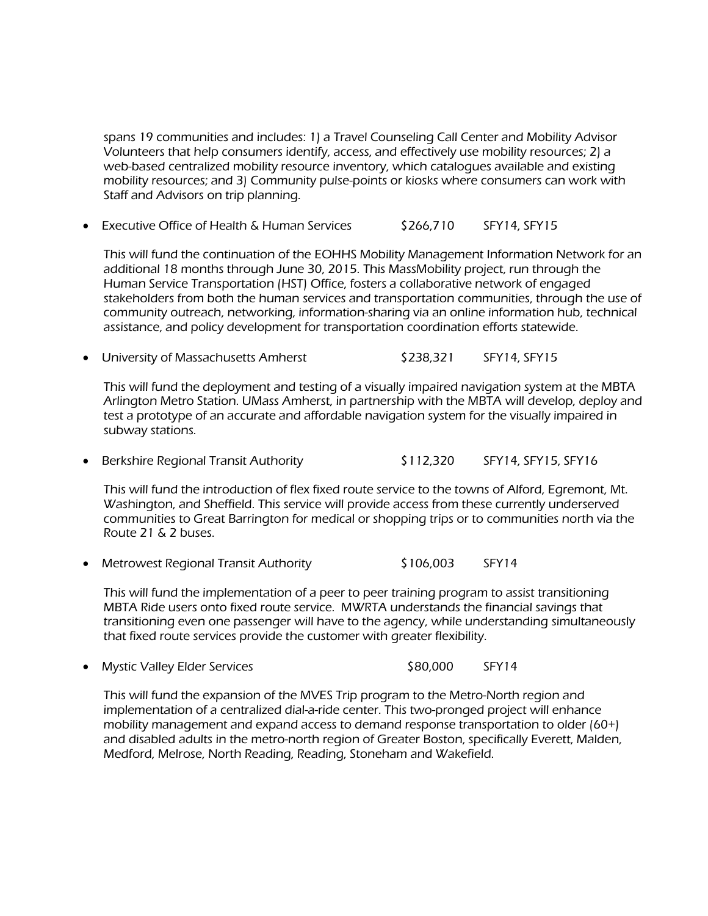spans 19 communities and includes: 1) a Travel Counseling Call Center and Mobility Advisor Volunteers that help consumers identify, access, and effectively use mobility resources; 2) a web-based centralized mobility resource inventory, which catalogues available and existing mobility resources; and 3) Community pulse-points or kiosks where consumers can work with Staff and Advisors on trip planning.

- Executive Office of Health & Human Services $266,710 SFY14, SFY15

  This will fund the continuation of the EOHHS Mobility Management Information Network for an additional 18 months through June 30, 2015. This MassMobility project, run through the Human Service Transportation (HST) Office, fosters a collaborative network of engaged stakeholders from both the human services and transportation communities, through the use of community outreach, networking, information-sharing via an online information hub, technical assistance, and policy development for transportation coordination efforts statewide.

- University of Massachusetts Amherst $238,321 SFY14, SFY15

  This will fund the deployment and testing of a visually impaired navigation system at the MBTA Arlington Metro Station. UMass Amherst, in partnership with the MBTA will develop, deploy and test a prototype of an accurate and affordable navigation system for the visually impaired in subway stations.

- Berkshire Regional Transit Authority $112,320 SFY14, SFY15, SFY16

  This will fund the introduction of flex fixed route service to the towns of Alford, Egremont, Mt. Washington, and Sheffield. This service will provide access from these currently underserved communities to Great Barrington for medical or shopping trips or to communities north via the Route 21 & 2 buses.

- Metrowest Regional Transit Authority $106,003 SFY14

  This will fund the implementation of a peer to peer training program to assist transitioning MBTA Ride users onto fixed route service. MWRTA understands the financial savings that transitioning even one passenger will have to the agency, while understanding simultaneously that fixed route services provide the customer with greater flexibility.

- Mystic Valley Elder Services $80,000 SFY14

  This will fund the expansion of the MVES Trip program to the Metro-North region and implementation of a centralized dial-a-ride center. This two-pronged project will enhance mobility management and expand access to demand response transportation to older (60+) and disabled adults in the metro-north region of Greater Boston, specifically Everett, Malden, Medford, Melrose, North Reading, Reading, Stoneham and Wakefield.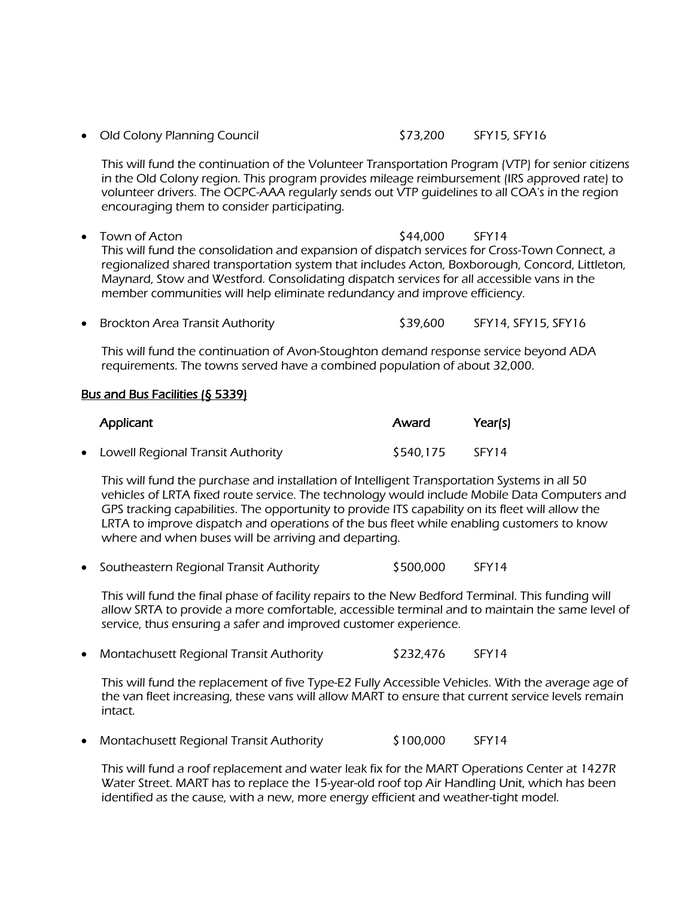- Old Colony Planning Council $73,200 SFY15, SFY16

  This will fund the continuation of the Volunteer Transportation Program (VTP) for senior citizens in the Old Colony region. This program provides mileage reimbursement (IRS approved rate) to volunteer drivers. The OCPC-AAA regularly sends out VTP guidelines to all COA's in the region encouraging them to consider participating.

- Town of Acton $44,000 SFY14

  This will fund the consolidation and expansion of dispatch services for Cross-Town Connect, a regionalized shared transportation system that includes Acton, Boxborough, Concord, Littleton, Maynard, Stow and Westford. Consolidating dispatch services for all accessible vans in the member communities will help eliminate redundancy and improve efficiency.

- Brockton Area Transit Authority $39,600 SFY14, SFY15, SFY16

  This will fund the continuation of Avon-Stoughton demand response service beyond ADA requirements. The towns served have a combined population of about 32,000.

## Bus and Bus Facilities (§ 5339)

| Applicant | Award | Year(s) |
|---|---|---|
| Lowell Regional Transit Authority | $540,175 | SFY14 |

- Lowell Regional Transit Authority $540,175 SFY14

  This will fund the purchase and installation of Intelligent Transportation Systems in all 50 vehicles of LRTA fixed route service. The technology would include Mobile Data Computers and GPS tracking capabilities. The opportunity to provide ITS capability on its fleet will allow the LRTA to improve dispatch and operations of the bus fleet while enabling customers to know where and when buses will be arriving and departing.

- Southeastern Regional Transit Authority $500,000 SFY14

  This will fund the final phase of facility repairs to the New Bedford Terminal. This funding will allow SRTA to provide a more comfortable, accessible terminal and to maintain the same level of service, thus ensuring a safer and improved customer experience.

- Montachusett Regional Transit Authority $232,476 SFY14

  This will fund the replacement of five Type-E2 Fully Accessible Vehicles. With the average age of the van fleet increasing, these vans will allow MART to ensure that current service levels remain intact.

- Montachusett Regional Transit Authority $100,000 SFY14

  This will fund a roof replacement and water leak fix for the MART Operations Center at 1427R Water Street. MART has to replace the 15-year-old roof top Air Handling Unit, which has been identified as the cause, with a new, more energy efficient and weather-tight model.